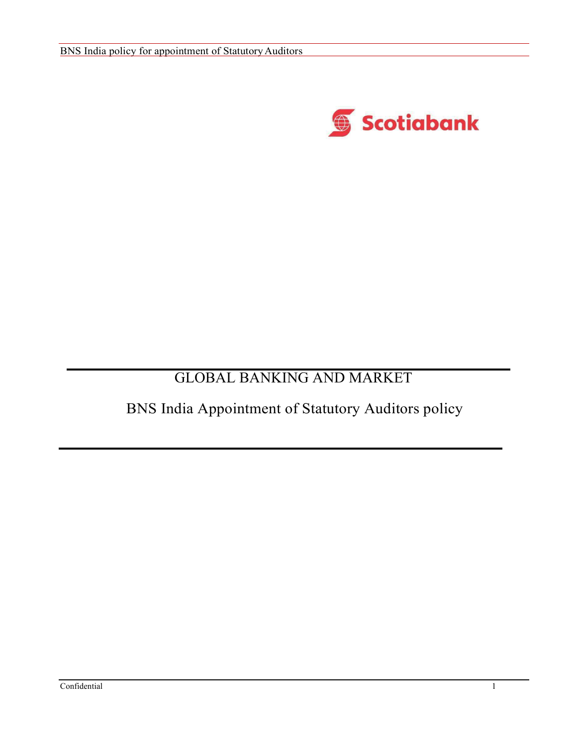Scotiabank

# GLOBAL BANKING AND MARKET

## BNS India Appointment of Statutory Auditors policy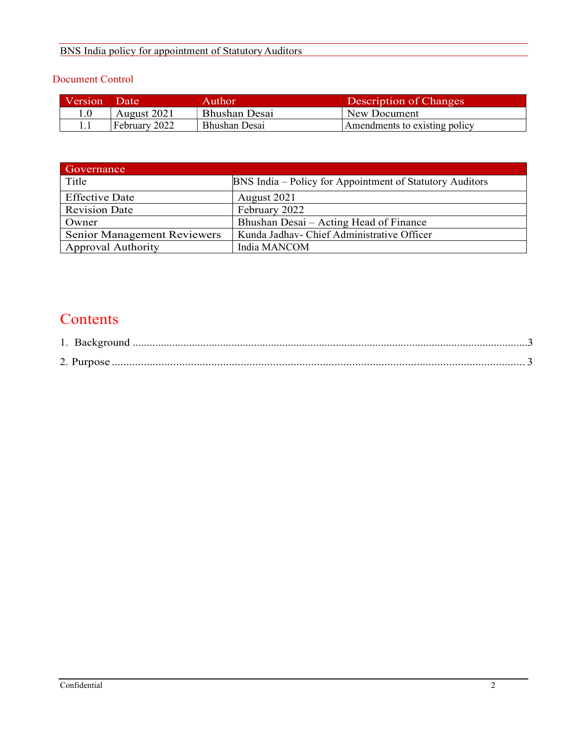## Document Control

| Version | Date | Author | Description of Changes |
|---|---|---|---|
| 1.0 | August 2021 | Bhushan Desai | New Document |
| 1.1 | February 2022 | Bhushan Desai | Amendments to existing policy |

| Governance | |
|---|---|
| Title | BNS India – Policy for Appointment of Statutory Auditors |
| Effective Date | August 2021 |
| Revision Date | February 2022 |
| Owner | Bhushan Desai – Acting Head of Finance |
| Senior Management Reviewers | Kunda Jadhav- Chief Administrative Officer |
| Approval Authority | India MANCOM |

# Contents

1. Background ........................................................................................................................3
2. Purpose ............................................................................................................................ 3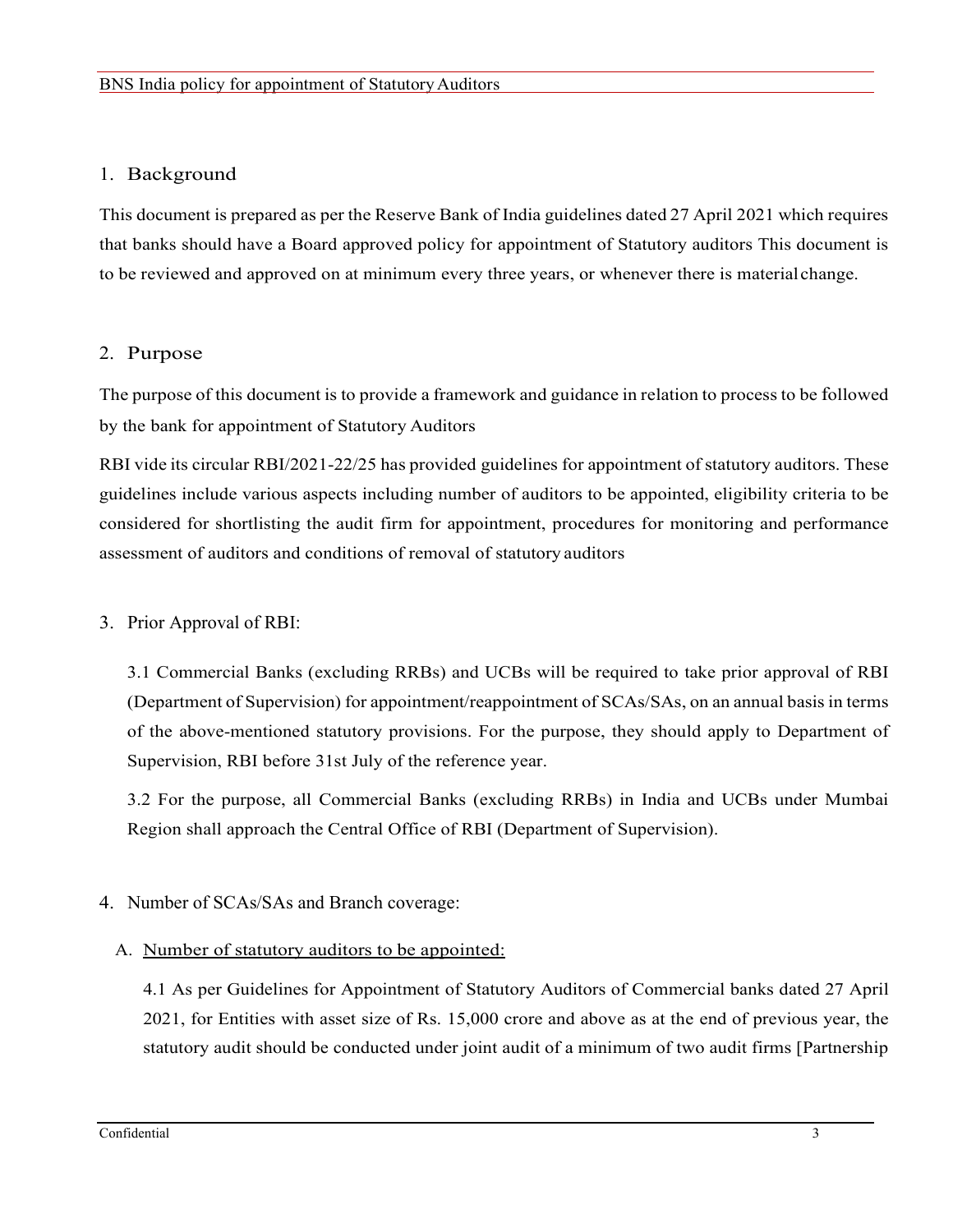## 1. Background

This document is prepared as per the Reserve Bank of India guidelines dated 27 April 2021 which requires that banks should have a Board approved policy for appointment of Statutory auditors This document is to be reviewed and approved on at minimum every three years, or whenever there is material change.

## 2. Purpose

The purpose of this document is to provide a framework and guidance in relation to process to be followed by the bank for appointment of Statutory Auditors

RBI vide its circular RBI/2021-22/25 has provided guidelines for appointment of statutory auditors. These guidelines include various aspects including number of auditors to be appointed, eligibility criteria to be considered for shortlisting the audit firm for appointment, procedures for monitoring and performance assessment of auditors and conditions of removal of statutory auditors

## 3. Prior Approval of RBI:

3.1 Commercial Banks (excluding RRBs) and UCBs will be required to take prior approval of RBI (Department of Supervision) for appointment/reappointment of SCAs/SAs, on an annual basis in terms of the above-mentioned statutory provisions. For the purpose, they should apply to Department of Supervision, RBI before 31st July of the reference year.

3.2 For the purpose, all Commercial Banks (excluding RRBs) in India and UCBs under Mumbai Region shall approach the Central Office of RBI (Department of Supervision).

## 4. Number of SCAs/SAs and Branch coverage:

### A. Number of statutory auditors to be appointed:

4.1 As per Guidelines for Appointment of Statutory Auditors of Commercial banks dated 27 April 2021, for Entities with asset size of Rs. 15,000 crore and above as at the end of previous year, the statutory audit should be conducted under joint audit of a minimum of two audit firms [Partnership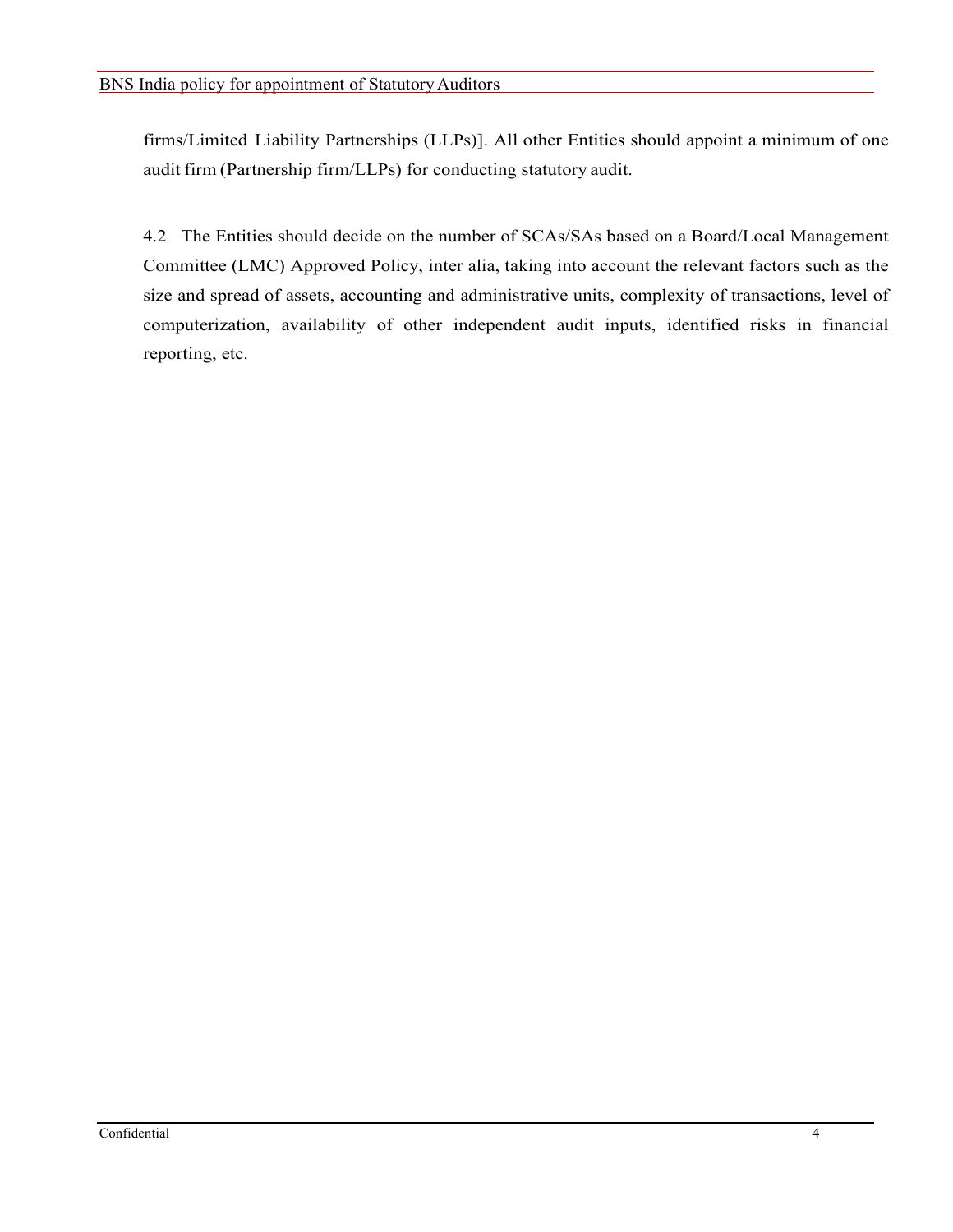firms/Limited Liability Partnerships (LLPs)]. All other Entities should appoint a minimum of one audit firm (Partnership firm/LLPs) for conducting statutory audit.

4.2 The Entities should decide on the number of SCAs/SAs based on a Board/Local Management Committee (LMC) Approved Policy, inter alia, taking into account the relevant factors such as the size and spread of assets, accounting and administrative units, complexity of transactions, level of computerization, availability of other independent audit inputs, identified risks in financial reporting, etc.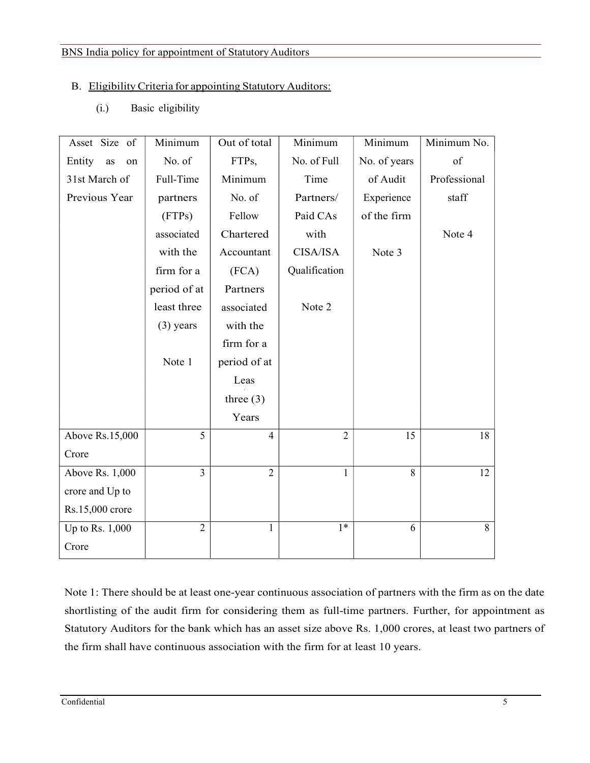## B. Eligibility Criteria for appointing Statutory Auditors:

### (i.) Basic eligibility

| Asset Size of Entity as on 31st March of Previous Year | Minimum No. of Full-Time partners (FTPs) associated with the firm for a period of at least three (3) years<br><br>Note 1 | Out of total FTPs, Minimum No. of Fellow Chartered Accountant (FCA) Partners associated with the firm for a period of at Leas three (3) Years | Minimum No. of Full Time Partners/ Paid CAs with CISA/ISA Qualification<br><br>Note 2 | Minimum No. of years of Audit Experience of the firm<br><br>Note 3 | Minimum No. of Professional staff<br><br>Note 4 |
|---|---|---|---|---|---|
| Above Rs.15,000 Crore | 5 | 4 | 2 | 15 | 18 |
| Above Rs. 1,000 crore and Up to Rs.15,000 crore | 3 | 2 | 1 | 8 | 12 |
| Up to Rs. 1,000 Crore | 2 | 1 | 1* | 6 | 8 |

Note 1: There should be at least one-year continuous association of partners with the firm as on the date shortlisting of the audit firm for considering them as full-time partners. Further, for appointment as Statutory Auditors for the bank which has an asset size above Rs. 1,000 crores, at least two partners of the firm shall have continuous association with the firm for at least 10 years.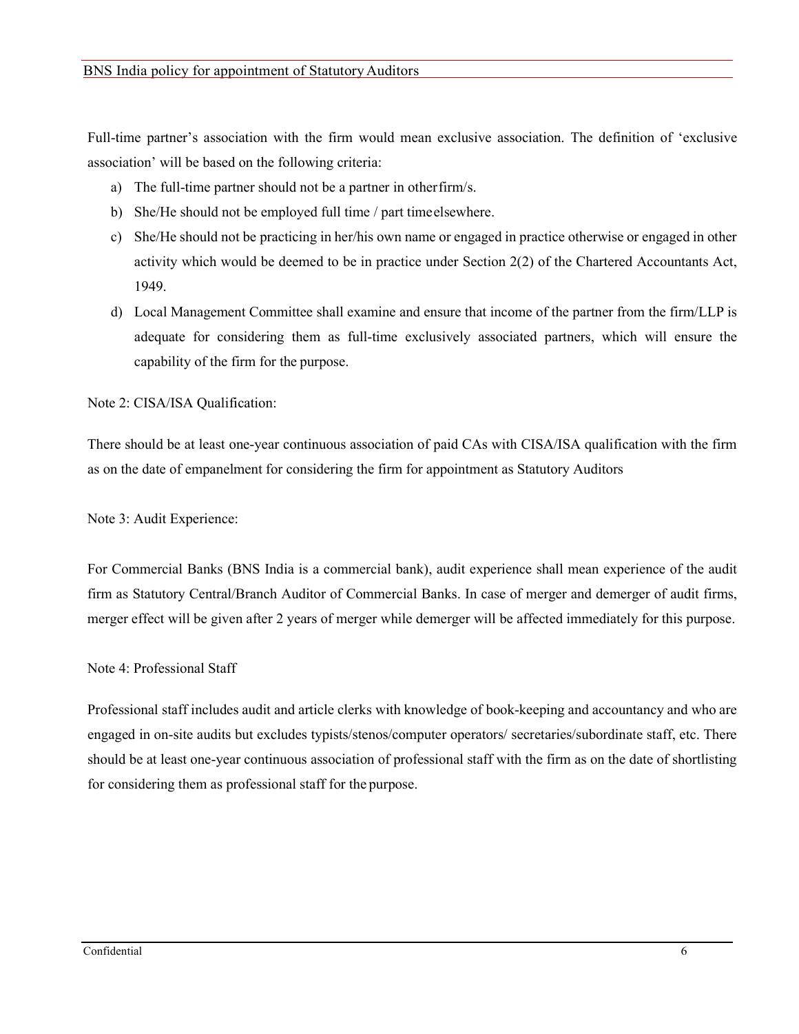Full-time partner's association with the firm would mean exclusive association. The definition of 'exclusive association' will be based on the following criteria:

a) The full-time partner should not be a partner in other firm/s.
b) She/He should not be employed full time / part time elsewhere.
c) She/He should not be practicing in her/his own name or engaged in practice otherwise or engaged in other activity which would be deemed to be in practice under Section 2(2) of the Chartered Accountants Act, 1949.
d) Local Management Committee shall examine and ensure that income of the partner from the firm/LLP is adequate for considering them as full-time exclusively associated partners, which will ensure the capability of the firm for the purpose.

Note 2: CISA/ISA Qualification:

There should be at least one-year continuous association of paid CAs with CISA/ISA qualification with the firm as on the date of empanelment for considering the firm for appointment as Statutory Auditors

Note 3: Audit Experience:

For Commercial Banks (BNS India is a commercial bank), audit experience shall mean experience of the audit firm as Statutory Central/Branch Auditor of Commercial Banks. In case of merger and demerger of audit firms, merger effect will be given after 2 years of merger while demerger will be affected immediately for this purpose.

Note 4: Professional Staff

Professional staff includes audit and article clerks with knowledge of book-keeping and accountancy and who are engaged in on-site audits but excludes typists/stenos/computer operators/ secretaries/subordinate staff, etc. There should be at least one-year continuous association of professional staff with the firm as on the date of shortlisting for considering them as professional staff for the purpose.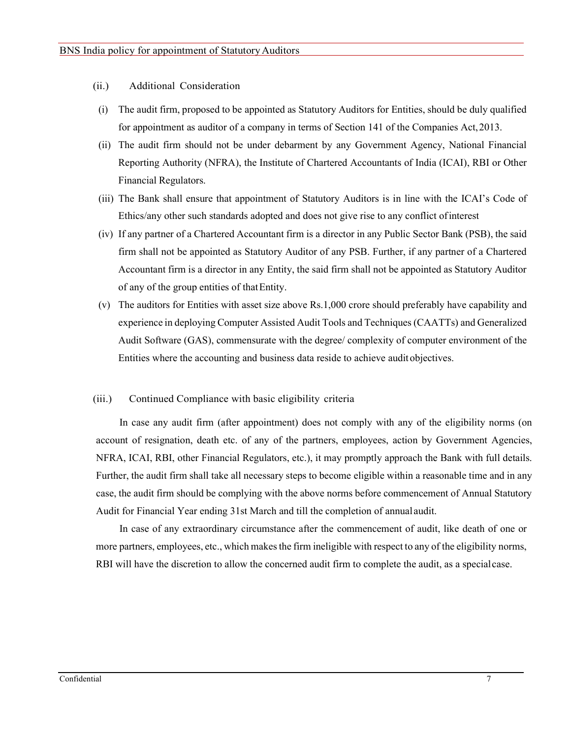(ii.) Additional Consideration

(i) The audit firm, proposed to be appointed as Statutory Auditors for Entities, should be duly qualified for appointment as auditor of a company in terms of Section 141 of the Companies Act, 2013.

(ii) The audit firm should not be under debarment by any Government Agency, National Financial Reporting Authority (NFRA), the Institute of Chartered Accountants of India (ICAI), RBI or Other Financial Regulators.

(iii) The Bank shall ensure that appointment of Statutory Auditors is in line with the ICAI's Code of Ethics/any other such standards adopted and does not give rise to any conflict of interest

(iv) If any partner of a Chartered Accountant firm is a director in any Public Sector Bank (PSB), the said firm shall not be appointed as Statutory Auditor of any PSB. Further, if any partner of a Chartered Accountant firm is a director in any Entity, the said firm shall not be appointed as Statutory Auditor of any of the group entities of that Entity.

(v) The auditors for Entities with asset size above Rs.1,000 crore should preferably have capability and experience in deploying Computer Assisted Audit Tools and Techniques (CAATTs) and Generalized Audit Software (GAS), commensurate with the degree/ complexity of computer environment of the Entities where the accounting and business data reside to achieve audit objectives.

(iii.) Continued Compliance with basic eligibility criteria

In case any audit firm (after appointment) does not comply with any of the eligibility norms (on account of resignation, death etc. of any of the partners, employees, action by Government Agencies, NFRA, ICAI, RBI, other Financial Regulators, etc.), it may promptly approach the Bank with full details. Further, the audit firm shall take all necessary steps to become eligible within a reasonable time and in any case, the audit firm should be complying with the above norms before commencement of Annual Statutory Audit for Financial Year ending 31st March and till the completion of annual audit.

In case of any extraordinary circumstance after the commencement of audit, like death of one or more partners, employees, etc., which makes the firm ineligible with respect to any of the eligibility norms, RBI will have the discretion to allow the concerned audit firm to complete the audit, as a special case.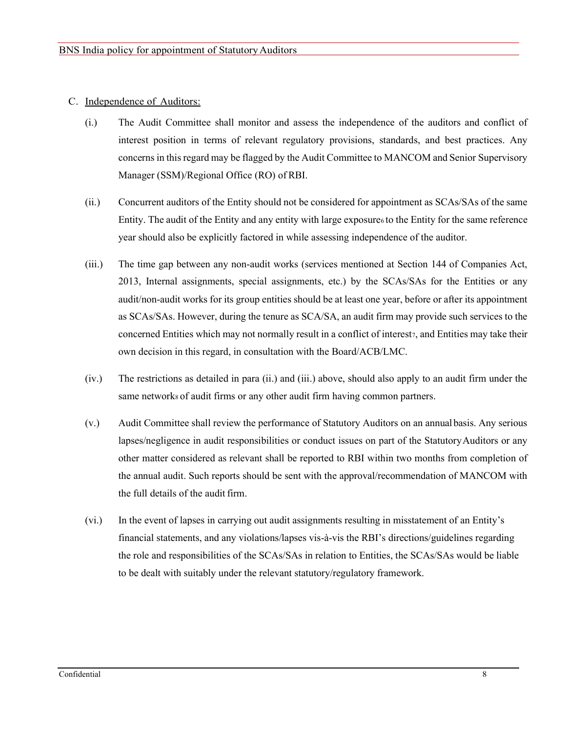C. Independence of Auditors:

(i.) The Audit Committee shall monitor and assess the independence of the auditors and conflict of interest position in terms of relevant regulatory provisions, standards, and best practices. Any concerns in this regard may be flagged by the Audit Committee to MANCOM and Senior Supervisory Manager (SSM)/Regional Office (RO) of RBI.

(ii.) Concurrent auditors of the Entity should not be considered for appointment as SCAs/SAs of the same Entity. The audit of the Entity and any entity with large exposure[6] to the Entity for the same reference year should also be explicitly factored in while assessing independence of the auditor.

(iii.) The time gap between any non-audit works (services mentioned at Section 144 of Companies Act, 2013, Internal assignments, special assignments, etc.) by the SCAs/SAs for the Entities or any audit/non-audit works for its group entities should be at least one year, before or after its appointment as SCAs/SAs. However, during the tenure as SCA/SA, an audit firm may provide such services to the concerned Entities which may not normally result in a conflict of interest[7], and Entities may take their own decision in this regard, in consultation with the Board/ACB/LMC.

(iv.) The restrictions as detailed in para (ii.) and (iii.) above, should also apply to an audit firm under the same networks[8] of audit firms or any other audit firm having common partners.

(v.) Audit Committee shall review the performance of Statutory Auditors on an annual basis. Any serious lapses/negligence in audit responsibilities or conduct issues on part of the Statutory Auditors or any other matter considered as relevant shall be reported to RBI within two months from completion of the annual audit. Such reports should be sent with the approval/recommendation of MANCOM with the full details of the audit firm.

(vi.) In the event of lapses in carrying out audit assignments resulting in misstatement of an Entity's financial statements, and any violations/lapses vis-à-vis the RBI's directions/guidelines regarding the role and responsibilities of the SCAs/SAs in relation to Entities, the SCAs/SAs would be liable to be dealt with suitably under the relevant statutory/regulatory framework.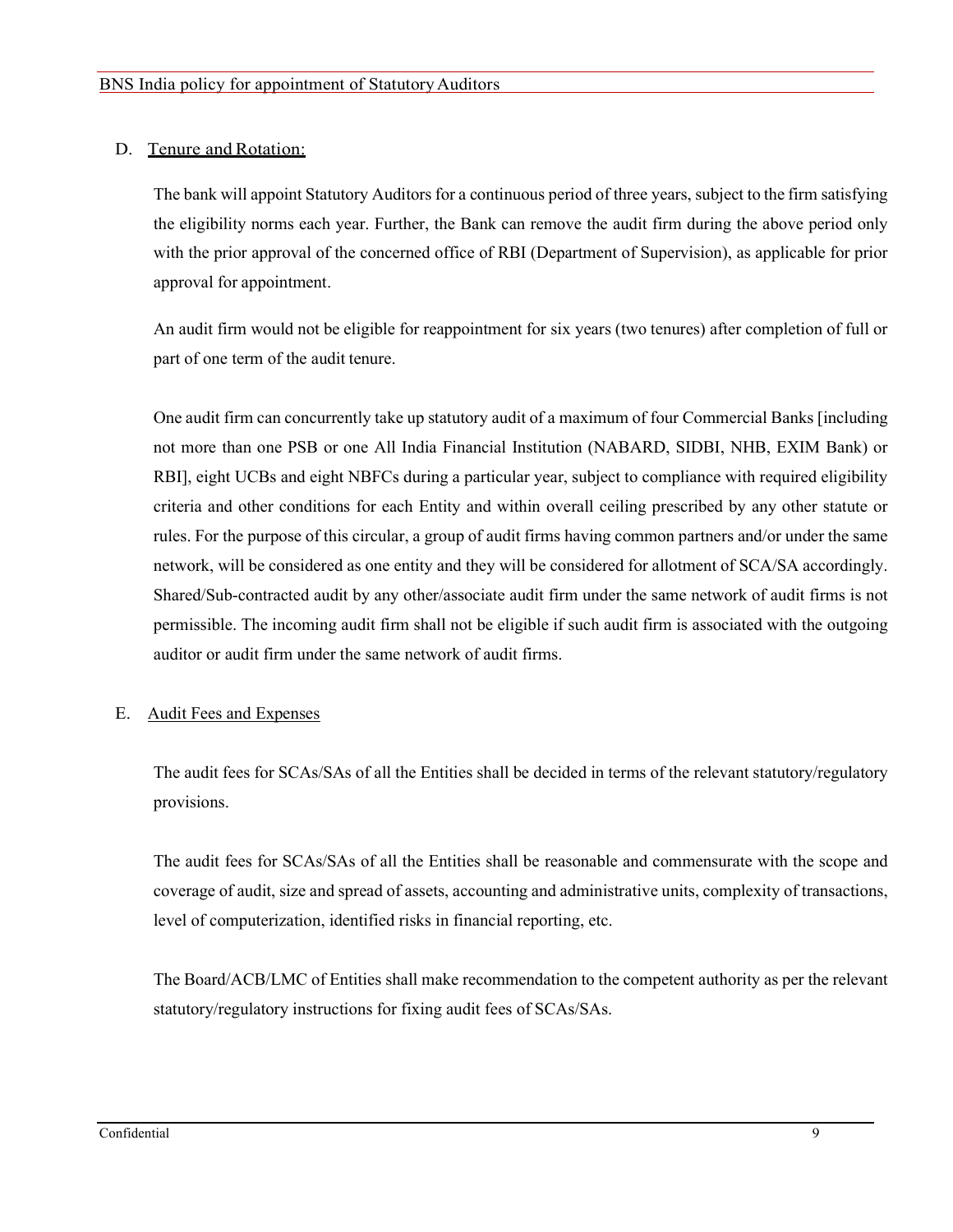## D. Tenure and Rotation:

The bank will appoint Statutory Auditors for a continuous period of three years, subject to the firm satisfying the eligibility norms each year. Further, the Bank can remove the audit firm during the above period only with the prior approval of the concerned office of RBI (Department of Supervision), as applicable for prior approval for appointment.

An audit firm would not be eligible for reappointment for six years (two tenures) after completion of full or part of one term of the audit tenure.

One audit firm can concurrently take up statutory audit of a maximum of four Commercial Banks [including not more than one PSB or one All India Financial Institution (NABARD, SIDBI, NHB, EXIM Bank) or RBI], eight UCBs and eight NBFCs during a particular year, subject to compliance with required eligibility criteria and other conditions for each Entity and within overall ceiling prescribed by any other statute or rules. For the purpose of this circular, a group of audit firms having common partners and/or under the same network, will be considered as one entity and they will be considered for allotment of SCA/SA accordingly. Shared/Sub-contracted audit by any other/associate audit firm under the same network of audit firms is not permissible. The incoming audit firm shall not be eligible if such audit firm is associated with the outgoing auditor or audit firm under the same network of audit firms.

## E. Audit Fees and Expenses

The audit fees for SCAs/SAs of all the Entities shall be decided in terms of the relevant statutory/regulatory provisions.

The audit fees for SCAs/SAs of all the Entities shall be reasonable and commensurate with the scope and coverage of audit, size and spread of assets, accounting and administrative units, complexity of transactions, level of computerization, identified risks in financial reporting, etc.

The Board/ACB/LMC of Entities shall make recommendation to the competent authority as per the relevant statutory/regulatory instructions for fixing audit fees of SCAs/SAs.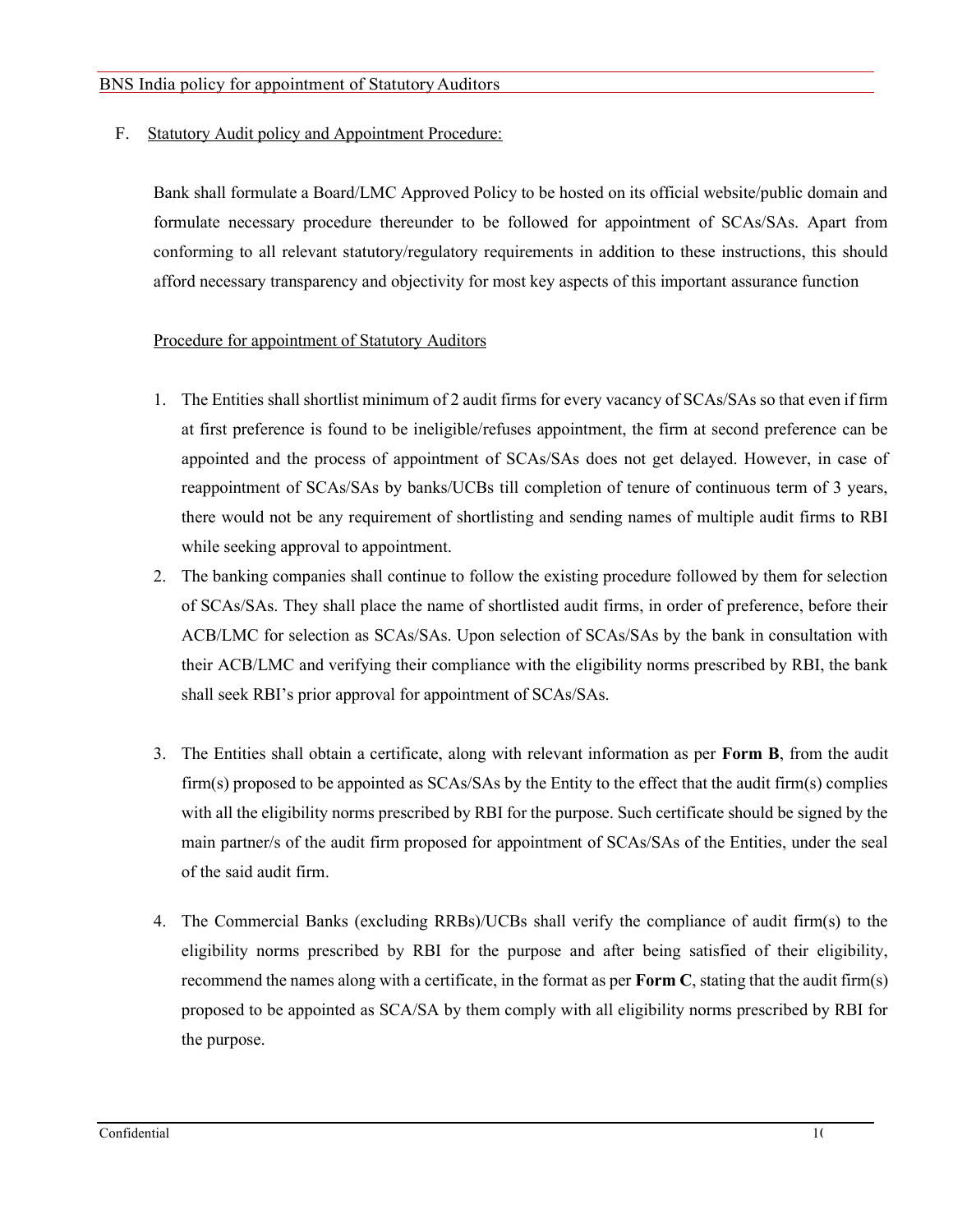## F. Statutory Audit policy and Appointment Procedure:

Bank shall formulate a Board/LMC Approved Policy to be hosted on its official website/public domain and formulate necessary procedure thereunder to be followed for appointment of SCAs/SAs. Apart from conforming to all relevant statutory/regulatory requirements in addition to these instructions, this should afford necessary transparency and objectivity for most key aspects of this important assurance function

### Procedure for appointment of Statutory Auditors

1. The Entities shall shortlist minimum of 2 audit firms for every vacancy of SCAs/SAs so that even if firm at first preference is found to be ineligible/refuses appointment, the firm at second preference can be appointed and the process of appointment of SCAs/SAs does not get delayed. However, in case of reappointment of SCAs/SAs by banks/UCBs till completion of tenure of continuous term of 3 years, there would not be any requirement of shortlisting and sending names of multiple audit firms to RBI while seeking approval to appointment.
2. The banking companies shall continue to follow the existing procedure followed by them for selection of SCAs/SAs. They shall place the name of shortlisted audit firms, in order of preference, before their ACB/LMC for selection as SCAs/SAs. Upon selection of SCAs/SAs by the bank in consultation with their ACB/LMC and verifying their compliance with the eligibility norms prescribed by RBI, the bank shall seek RBI's prior approval for appointment of SCAs/SAs.
3. The Entities shall obtain a certificate, along with relevant information as per **Form B**, from the audit firm(s) proposed to be appointed as SCAs/SAs by the Entity to the effect that the audit firm(s) complies with all the eligibility norms prescribed by RBI for the purpose. Such certificate should be signed by the main partner/s of the audit firm proposed for appointment of SCAs/SAs of the Entities, under the seal of the said audit firm.
4. The Commercial Banks (excluding RRBs)/UCBs shall verify the compliance of audit firm(s) to the eligibility norms prescribed by RBI for the purpose and after being satisfied of their eligibility, recommend the names along with a certificate, in the format as per **Form C**, stating that the audit firm(s) proposed to be appointed as SCA/SA by them comply with all eligibility norms prescribed by RBI for the purpose.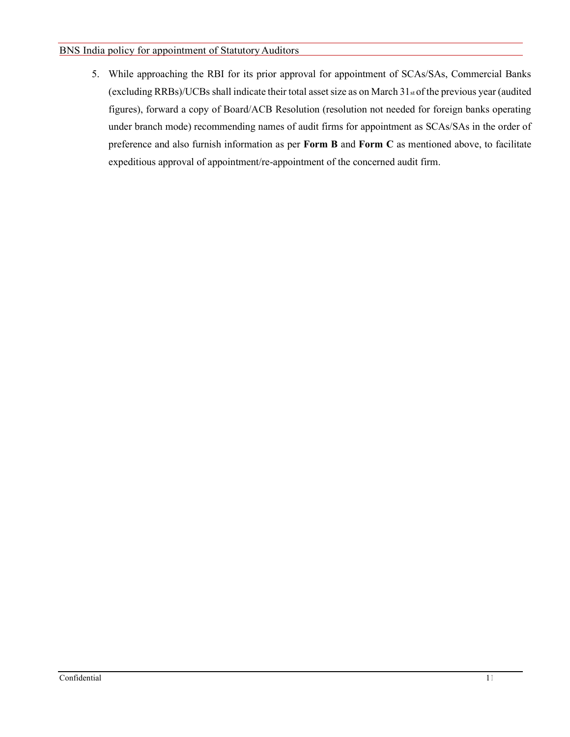5. While approaching the RBI for its prior approval for appointment of SCAs/SAs, Commercial Banks (excluding RRBs)/UCBs shall indicate their total asset size as on March 31st of the previous year (audited figures), forward a copy of Board/ACB Resolution (resolution not needed for foreign banks operating under branch mode) recommending names of audit firms for appointment as SCAs/SAs in the order of preference and also furnish information as per **Form B** and **Form C** as mentioned above, to facilitate expeditious approval of appointment/re-appointment of the concerned audit firm.